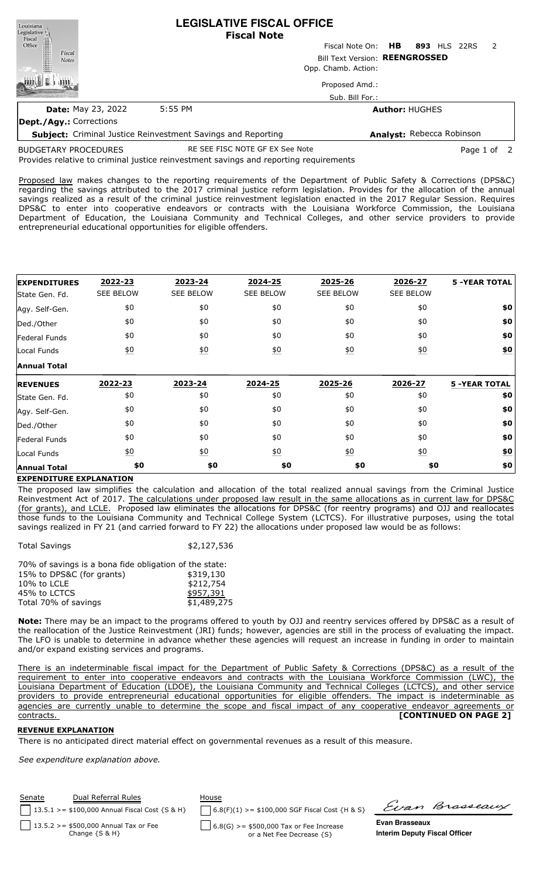# LEGISLATIVE FISCAL OFFICE
## Fiscal Note

Fiscal Note On: **HB 893** HLS 22RS 2

Bill Text Version: **REENGROSSED**

Opp. Chamb. Action:

Proposed Amd.:

Sub. Bill For.:

**Date:** May 23, 2022 5:55 PM

**Author:** HUGHES

**Dept./Agy.:** Corrections

**Subject:** Criminal Justice Reinvestment Savings and Reporting

**Analyst:** Rebecca Robinson

BUDGETARY PROCEDURES RE SEE FISC NOTE GF EX See Note

Provides relative to criminal justice reinvestment savings and reporting requirements

Proposed law makes changes to the reporting requirements of the Department of Public Safety & Corrections (DPS&C) regarding the savings attributed to the 2017 criminal justice reform legislation. Provides for the allocation of the annual savings realized as a result of the criminal justice reinvestment legislation enacted in the 2017 Regular Session. Requires DPS&C to enter into cooperative endeavors or contracts with the Louisiana Workforce Commission, the Louisiana Department of Education, the Louisiana Community and Technical Colleges, and other service providers to provide entrepreneurial educational opportunities for eligible offenders.

| **EXPENDITURES** | 2022-23 | 2023-24 | 2024-25 | 2025-26 | 2026-27 | **5 -YEAR TOTAL** |
|---|---|---|---|---|---|---|
| State Gen. Fd. | SEE BELOW | SEE BELOW | SEE BELOW | SEE BELOW | SEE BELOW | |
| Agy. Self-Gen. | $0 | $0 | $0 | $0 | $0 | **$0** |
| Ded./Other | $0 | $0 | $0 | $0 | $0 | **$0** |
| Federal Funds | $0 | $0 | $0 | $0 | $0 | **$0** |
| Local Funds | $0 | $0 | $0 | $0 | $0 | **$0** |
| **Annual Total** | | | | | | |

| **REVENUES** | 2022-23 | 2023-24 | 2024-25 | 2025-26 | 2026-27 | **5 -YEAR TOTAL** |
|---|---|---|---|---|---|---|
| State Gen. Fd. | $0 | $0 | $0 | $0 | $0 | **$0** |
| Agy. Self-Gen. | $0 | $0 | $0 | $0 | $0 | **$0** |
| Ded./Other | $0 | $0 | $0 | $0 | $0 | **$0** |
| Federal Funds | $0 | $0 | $0 | $0 | $0 | **$0** |
| Local Funds | $0 | $0 | $0 | $0 | $0 | **$0** |
| **Annual Total** | **$0** | **$0** | **$0** | **$0** | **$0** | **$0** |

### EXPENDITURE EXPLANATION

The proposed law simplifies the calculation and allocation of the total realized annual savings from the Criminal Justice Reinvestment Act of 2017. The calculations under proposed law result in the same allocations as in current law for DPS&C (for grants), and LCLE. Proposed law eliminates the allocations for DPS&C (for reentry programs) and OJJ and reallocates those funds to the Louisiana Community and Technical College System (LCTCS). For illustrative purposes, using the total savings realized in FY 21 (and carried forward to FY 22) the allocations under proposed law would be as follows:

| Total Savings | $2,127,536 |
|---|---|
| 70% of savings is a bona fide obligation of the state: | |
| 15% to DPS&C (for grants) | $319,130 |
| 10% to LCLE | $212,754 |
| 45% to LCTCS | $957,391 |
| Total 70% of savings | $1,489,275 |

**Note:** There may be an impact to the programs offered to youth by OJJ and reentry services offered by DPS&C as a result of the reallocation of the Justice Reinvestment (JRI) funds; however, agencies are still in the process of evaluating the impact. The LFO is unable to determine in advance whether these agencies will request an increase in funding in order to maintain and/or expand existing services and programs.

There is an indeterminable fiscal impact for the Department of Public Safety & Corrections (DPS&C) as a result of the requirement to enter into cooperative endeavors and contracts with the Louisiana Workforce Commission (LWC), the Louisiana Department of Education (LDOE), the Louisiana Community and Technical Colleges (LCTCS), and other service providers to provide entrepreneurial educational opportunities for eligible offenders. The impact is indeterminable as agencies are currently unable to determine the scope and fiscal impact of any cooperative endeavor agreements or contracts. **[CONTINUED ON PAGE 2]**

### REVENUE EXPLANATION

There is no anticipated direct material effect on governmental revenues as a result of this measure.

*See expenditure explanation above.*

| Senate | Dual Referral Rules | House |
|---|---|---|
| ☐ | 13.5.1 >= $100,000 Annual Fiscal Cost {S & H} | ☐ 6.8(F)(1) >= $100,000 SGF Fiscal Cost {H & S} |
| ☐ | 13.5.2 >= $500,000 Annual Tax or Fee Change {S & H} | ☐ 6.8(G) >= $500,000 Tax or Fee Increase or a Net Fee Decrease {S} |

Evan Brasseaux

**Evan Brasseaux**
**Interim Deputy Fiscal Officer**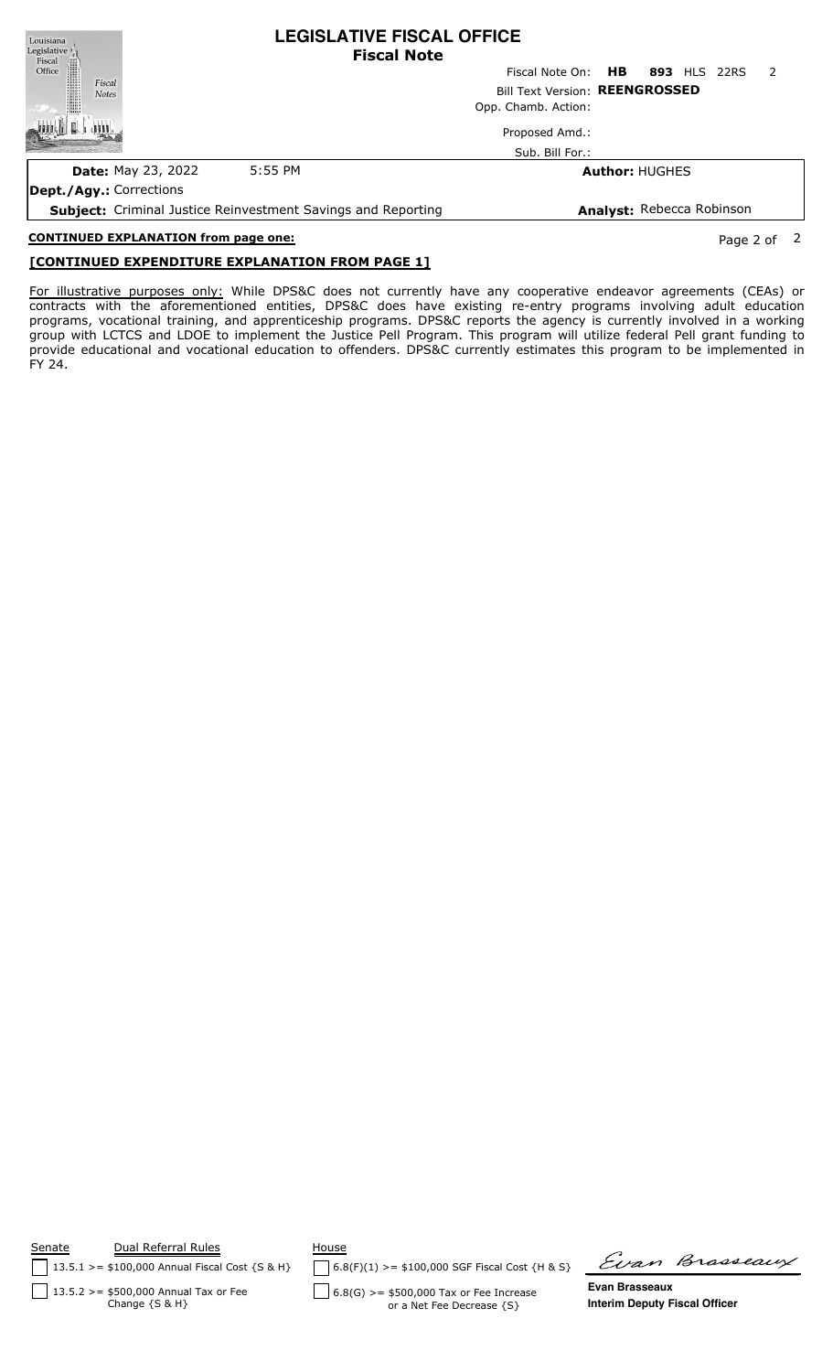# LEGISLATIVE FISCAL OFFICE
## Fiscal Note

Fiscal Note On: **HB 893** HLS 22RS 2

Bill Text Version: **REENGROSSED**

Opp. Chamb. Action:

Proposed Amd.:

Sub. Bill For.:

**Date:** May 23, 2022 5:55 PM

**Author:** HUGHES

**Dept./Agy.:** Corrections

**Subject:** Criminal Justice Reinvestment Savings and Reporting

**Analyst:** Rebecca Robinson

**CONTINUED EXPLANATION from page one:**

**[CONTINUED EXPENDITURE EXPLANATION FROM PAGE 1]**

For illustrative purposes only: While DPS&C does not currently have any cooperative endeavor agreements (CEAs) or contracts with the aforementioned entities, DPS&C does have existing re-entry programs involving adult education programs, vocational training, and apprenticeship programs. DPS&C reports the agency is currently involved in a working group with LCTCS and LDOE to implement the Justice Pell Program. This program will utilize federal Pell grant funding to provide educational and vocational education to offenders. DPS&C currently estimates this program to be implemented in FY 24.

Senate — Dual Referral Rules

- [ ] 13.5.1 >= $100,000 Annual Fiscal Cost {S & H}
- [ ] 13.5.2 >= $500,000 Annual Tax or Fee Change {S & H}

House

- [ ] 6.8(F)(1) >= $100,000 SGF Fiscal Cost {H & S}
- [ ] 6.8(G) >= $500,000 Tax or Fee Increase or a Net Fee Decrease {S}

Evan Brasseaux

**Evan Brasseaux**
**Interim Deputy Fiscal Officer**